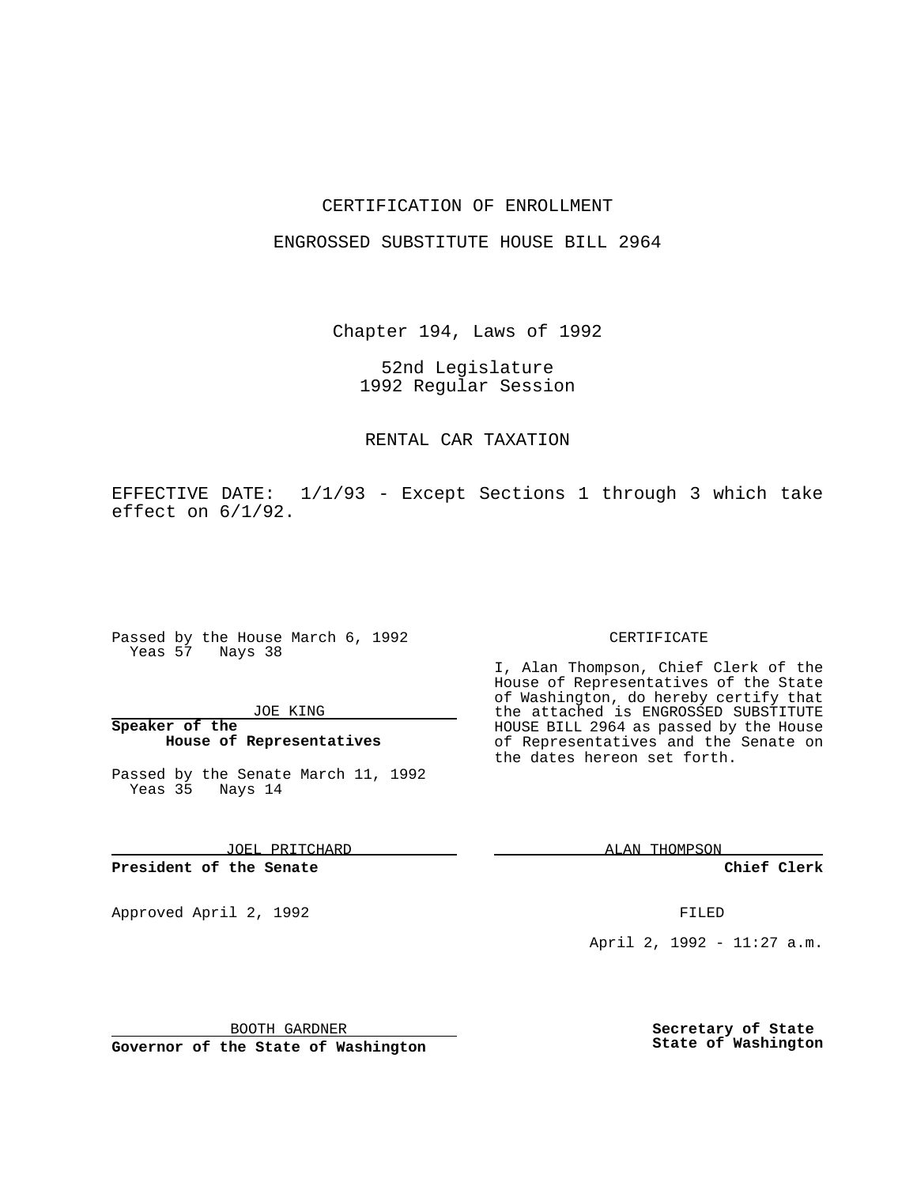# CERTIFICATION OF ENROLLMENT

## ENGROSSED SUBSTITUTE HOUSE BILL 2964

Chapter 194, Laws of 1992

52nd Legislature
1992 Regular Session

RENTAL CAR TAXATION

EFFECTIVE DATE: 1/1/93 - Except Sections 1 through 3 which take effect on 6/1/92.

Passed by the House March 6, 1992
Yeas 57 Nays 38

JOE KING

**Speaker of the House of Representatives**

Passed by the Senate March 11, 1992
Yeas 35 Nays 14

JOEL PRITCHARD

**President of the Senate**

Approved April 2, 1992

BOOTH GARDNER

**Governor of the State of Washington**

CERTIFICATE

I, Alan Thompson, Chief Clerk of the House of Representatives of the State of Washington, do hereby certify that the attached is ENGROSSED SUBSTITUTE HOUSE BILL 2964 as passed by the House of Representatives and the Senate on the dates hereon set forth.

ALAN THOMPSON

**Chief Clerk**

FILED

April 2, 1992 - 11:27 a.m.

**Secretary of State**
**State of Washington**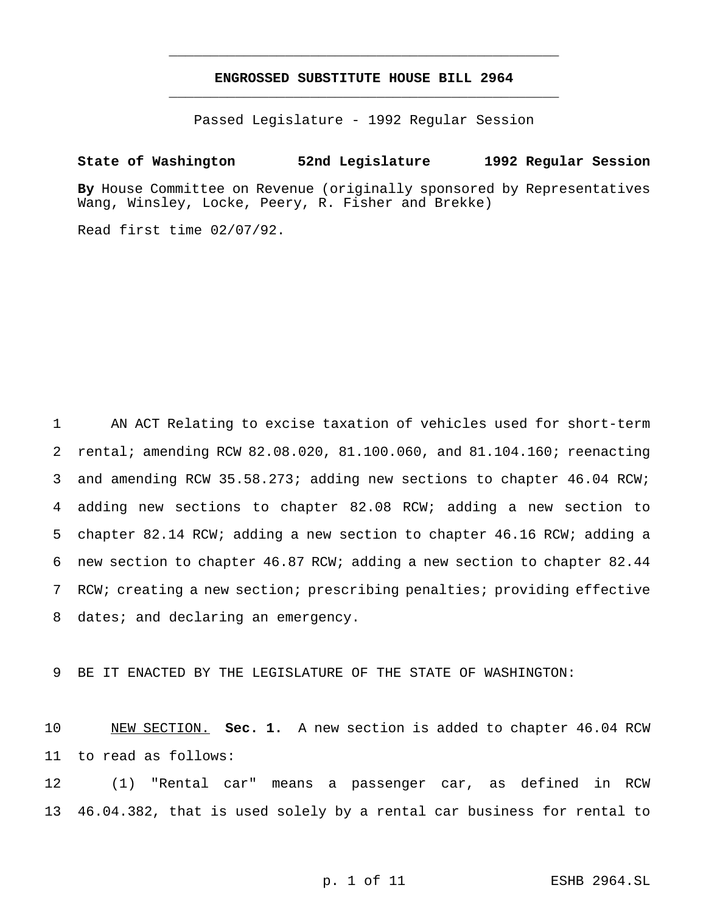# ENGROSSED SUBSTITUTE HOUSE BILL 2964

Passed Legislature - 1992 Regular Session

**State of Washington 52nd Legislature 1992 Regular Session**

**By** House Committee on Revenue (originally sponsored by Representatives Wang, Winsley, Locke, Peery, R. Fisher and Brekke)

Read first time 02/07/92.

AN ACT Relating to excise taxation of vehicles used for short-term rental; amending RCW 82.08.020, 81.100.060, and 81.104.160; reenacting and amending RCW 35.58.273; adding new sections to chapter 46.04 RCW; adding new sections to chapter 82.08 RCW; adding a new section to chapter 82.14 RCW; adding a new section to chapter 46.16 RCW; adding a new section to chapter 46.87 RCW; adding a new section to chapter 82.44 RCW; creating a new section; prescribing penalties; providing effective dates; and declaring an emergency.

BE IT ENACTED BY THE LEGISLATURE OF THE STATE OF WASHINGTON:

NEW SECTION. **Sec. 1.** A new section is added to chapter 46.04 RCW to read as follows:

(1) "Rental car" means a passenger car, as defined in RCW 46.04.382, that is used solely by a rental car business for rental to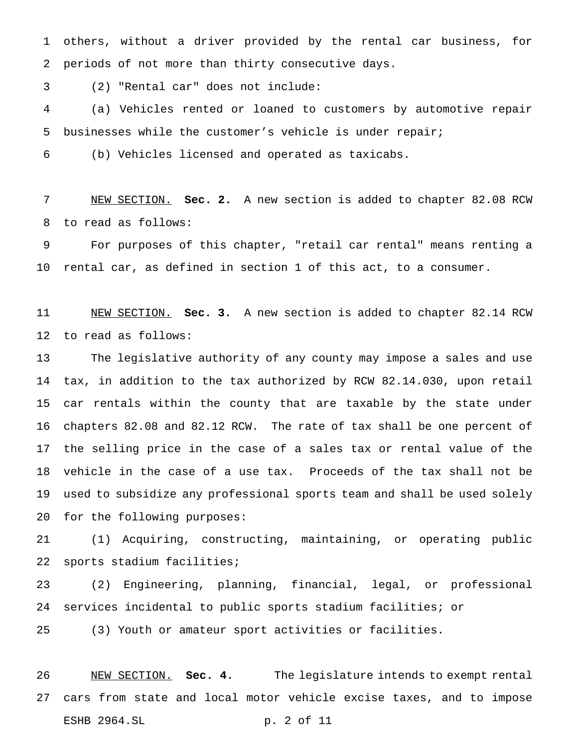others, without a driver provided by the rental car business, for periods of not more than thirty consecutive days.

(2) "Rental car" does not include:

(a) Vehicles rented or loaned to customers by automotive repair businesses while the customer's vehicle is under repair;

(b) Vehicles licensed and operated as taxicabs.

NEW SECTION. **Sec. 2.** A new section is added to chapter 82.08 RCW to read as follows:

For purposes of this chapter, "retail car rental" means renting a rental car, as defined in section 1 of this act, to a consumer.

NEW SECTION. **Sec. 3.** A new section is added to chapter 82.14 RCW to read as follows:

The legislative authority of any county may impose a sales and use tax, in addition to the tax authorized by RCW 82.14.030, upon retail car rentals within the county that are taxable by the state under chapters 82.08 and 82.12 RCW. The rate of tax shall be one percent of the selling price in the case of a sales tax or rental value of the vehicle in the case of a use tax. Proceeds of the tax shall not be used to subsidize any professional sports team and shall be used solely for the following purposes:

(1) Acquiring, constructing, maintaining, or operating public sports stadium facilities;

(2) Engineering, planning, financial, legal, or professional services incidental to public sports stadium facilities; or

(3) Youth or amateur sport activities or facilities.

NEW SECTION. **Sec. 4.** The legislature intends to exempt rental cars from state and local motor vehicle excise taxes, and to impose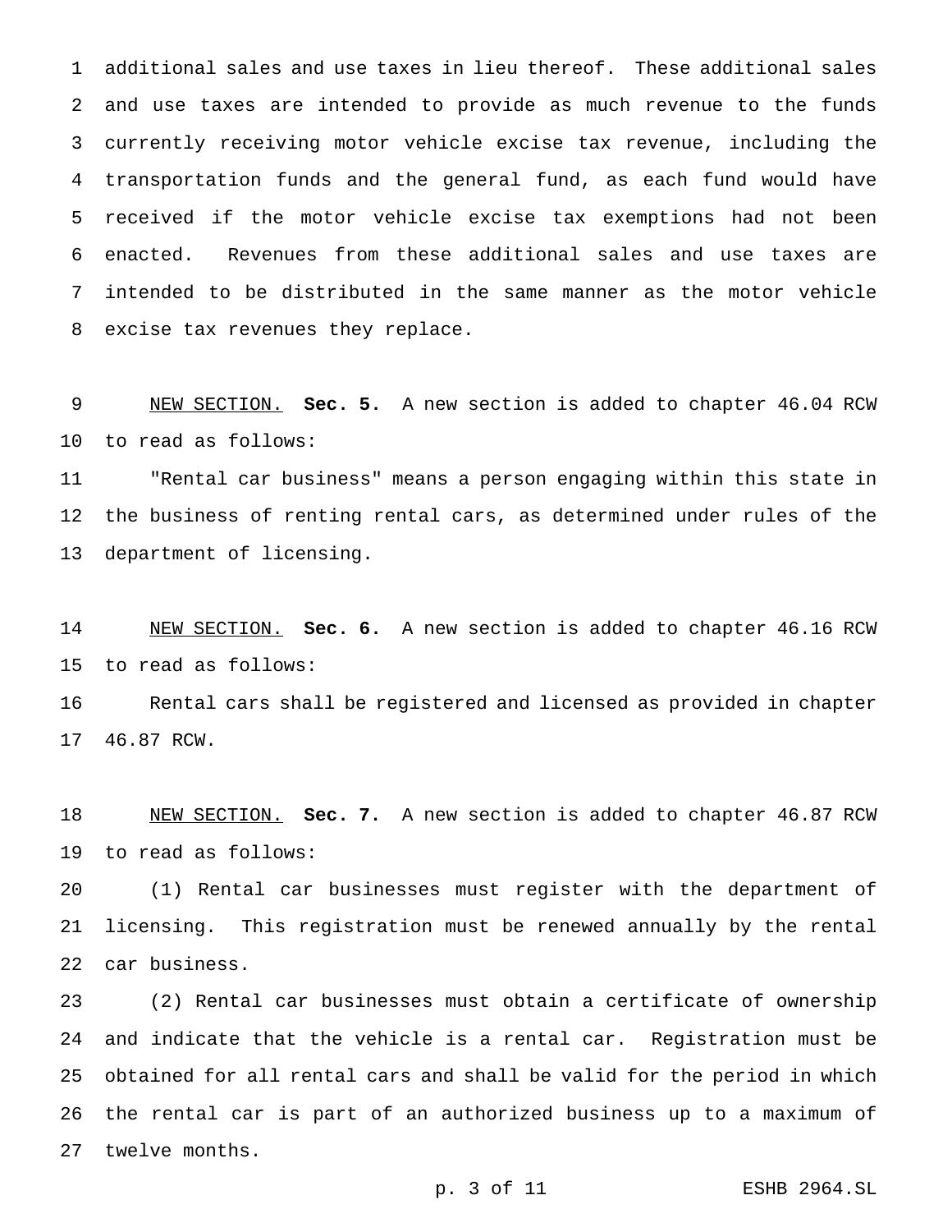additional sales and use taxes in lieu thereof. These additional sales and use taxes are intended to provide as much revenue to the funds currently receiving motor vehicle excise tax revenue, including the transportation funds and the general fund, as each fund would have received if the motor vehicle excise tax exemptions had not been enacted. Revenues from these additional sales and use taxes are intended to be distributed in the same manner as the motor vehicle excise tax revenues they replace.

NEW SECTION. **Sec. 5.** A new section is added to chapter 46.04 RCW to read as follows:

"Rental car business" means a person engaging within this state in the business of renting rental cars, as determined under rules of the department of licensing.

NEW SECTION. **Sec. 6.** A new section is added to chapter 46.16 RCW to read as follows:

Rental cars shall be registered and licensed as provided in chapter 46.87 RCW.

NEW SECTION. **Sec. 7.** A new section is added to chapter 46.87 RCW to read as follows:

(1) Rental car businesses must register with the department of licensing. This registration must be renewed annually by the rental car business.

(2) Rental car businesses must obtain a certificate of ownership and indicate that the vehicle is a rental car. Registration must be obtained for all rental cars and shall be valid for the period in which the rental car is part of an authorized business up to a maximum of twelve months.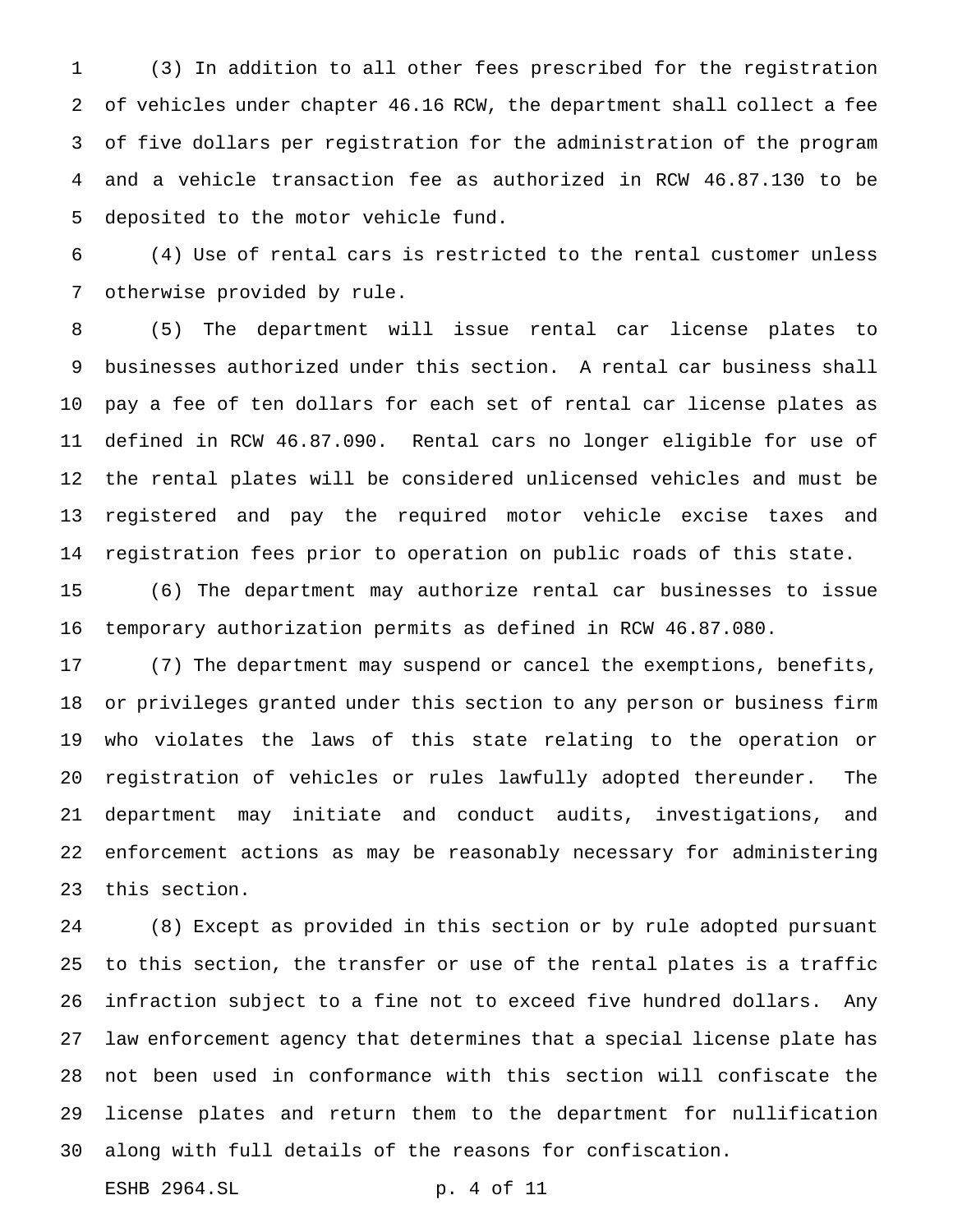(3) In addition to all other fees prescribed for the registration of vehicles under chapter 46.16 RCW, the department shall collect a fee of five dollars per registration for the administration of the program and a vehicle transaction fee as authorized in RCW 46.87.130 to be deposited to the motor vehicle fund.

(4) Use of rental cars is restricted to the rental customer unless otherwise provided by rule.

(5) The department will issue rental car license plates to businesses authorized under this section. A rental car business shall pay a fee of ten dollars for each set of rental car license plates as defined in RCW 46.87.090. Rental cars no longer eligible for use of the rental plates will be considered unlicensed vehicles and must be registered and pay the required motor vehicle excise taxes and registration fees prior to operation on public roads of this state.

(6) The department may authorize rental car businesses to issue temporary authorization permits as defined in RCW 46.87.080.

(7) The department may suspend or cancel the exemptions, benefits, or privileges granted under this section to any person or business firm who violates the laws of this state relating to the operation or registration of vehicles or rules lawfully adopted thereunder. The department may initiate and conduct audits, investigations, and enforcement actions as may be reasonably necessary for administering this section.

(8) Except as provided in this section or by rule adopted pursuant to this section, the transfer or use of the rental plates is a traffic infraction subject to a fine not to exceed five hundred dollars. Any law enforcement agency that determines that a special license plate has not been used in conformance with this section will confiscate the license plates and return them to the department for nullification along with full details of the reasons for confiscation.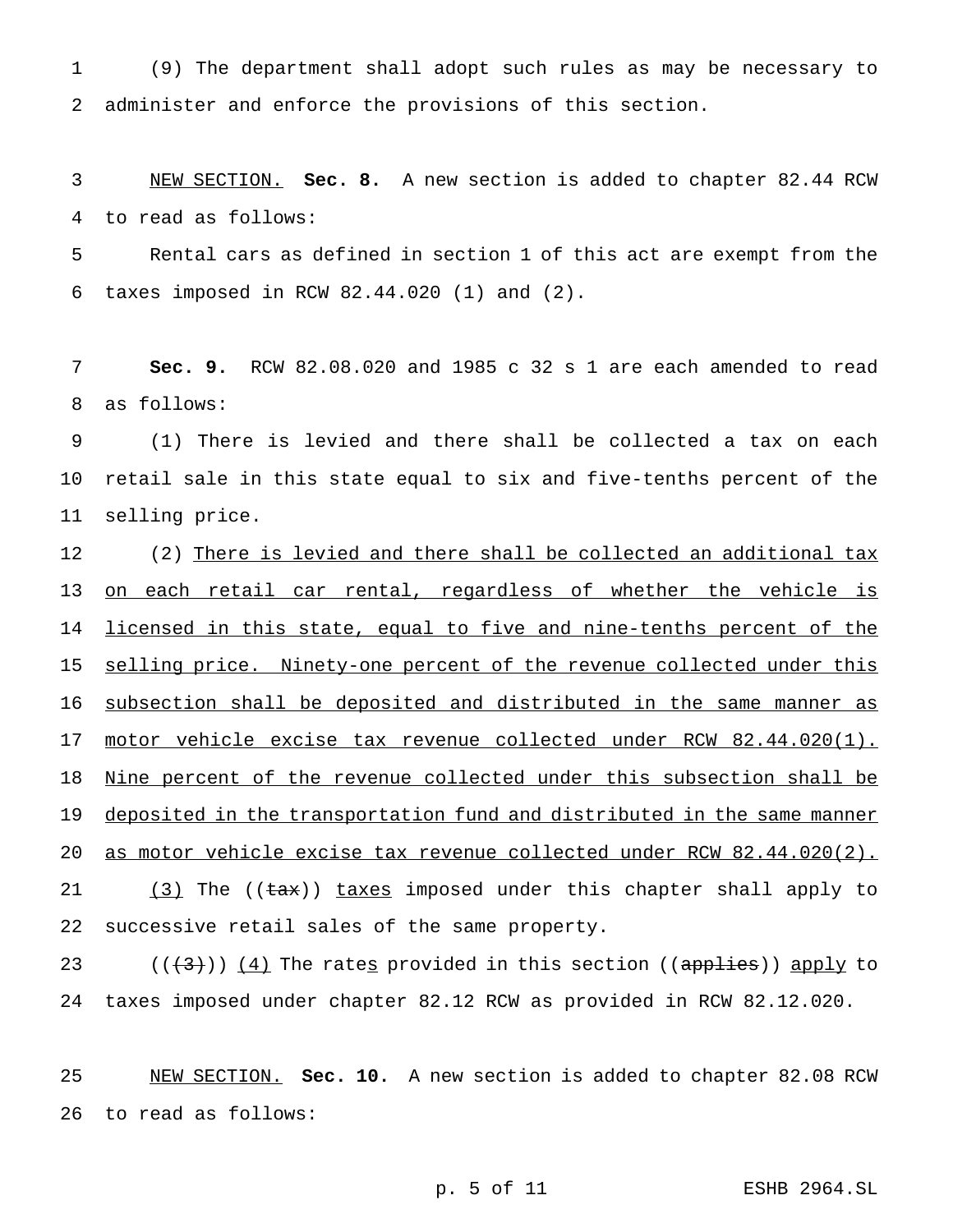(9) The department shall adopt such rules as may be necessary to administer and enforce the provisions of this section.

<u>NEW SECTION.</u> **Sec. 8.** A new section is added to chapter 82.44 RCW to read as follows:

Rental cars as defined in section 1 of this act are exempt from the taxes imposed in RCW 82.44.020 (1) and (2).

**Sec. 9.** RCW 82.08.020 and 1985 c 32 s 1 are each amended to read as follows:

(1) There is levied and there shall be collected a tax on each retail sale in this state equal to six and five-tenths percent of the selling price.

(2) <u>There is levied and there shall be collected an additional tax on each retail car rental, regardless of whether the vehicle is licensed in this state, equal to five and nine-tenths percent of the selling price. Ninety-one percent of the revenue collected under this subsection shall be deposited and distributed in the same manner as motor vehicle excise tax revenue collected under RCW 82.44.020(1). Nine percent of the revenue collected under this subsection shall be deposited in the transportation fund and distributed in the same manner as motor vehicle excise tax revenue collected under RCW 82.44.020(2).</u>

<u>(3)</u> The ((~~tax~~)) <u>taxes</u> imposed under this chapter shall apply to successive retail sales of the same property.

((~~(3)~~)) <u>(4)</u> The rate<u>s</u> provided in this section ((~~applies~~)) <u>apply</u> to taxes imposed under chapter 82.12 RCW as provided in RCW 82.12.020.

<u>NEW SECTION.</u> **Sec. 10.** A new section is added to chapter 82.08 RCW to read as follows: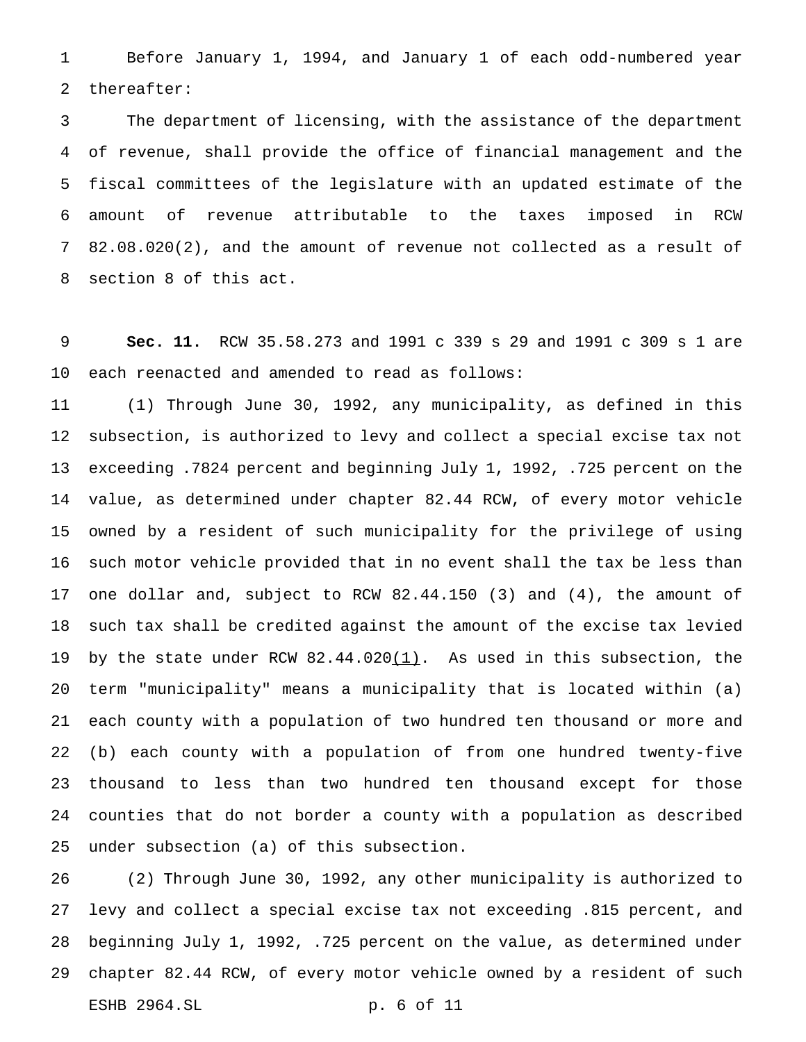Before January 1, 1994, and January 1 of each odd-numbered year thereafter:

The department of licensing, with the assistance of the department of revenue, shall provide the office of financial management and the fiscal committees of the legislature with an updated estimate of the amount of revenue attributable to the taxes imposed in RCW 82.08.020(2), and the amount of revenue not collected as a result of section 8 of this act.

**Sec. 11.** RCW 35.58.273 and 1991 c 339 s 29 and 1991 c 309 s 1 are each reenacted and amended to read as follows:

(1) Through June 30, 1992, any municipality, as defined in this subsection, is authorized to levy and collect a special excise tax not exceeding .7824 percent and beginning July 1, 1992, .725 percent on the value, as determined under chapter 82.44 RCW, of every motor vehicle owned by a resident of such municipality for the privilege of using such motor vehicle provided that in no event shall the tax be less than one dollar and, subject to RCW 82.44.150 (3) and (4), the amount of such tax shall be credited against the amount of the excise tax levied by the state under RCW 82.44.020<u>(1)</u>. As used in this subsection, the term "municipality" means a municipality that is located within (a) each county with a population of two hundred ten thousand or more and (b) each county with a population of from one hundred twenty-five thousand to less than two hundred ten thousand except for those counties that do not border a county with a population as described under subsection (a) of this subsection.

(2) Through June 30, 1992, any other municipality is authorized to levy and collect a special excise tax not exceeding .815 percent, and beginning July 1, 1992, .725 percent on the value, as determined under chapter 82.44 RCW, of every motor vehicle owned by a resident of such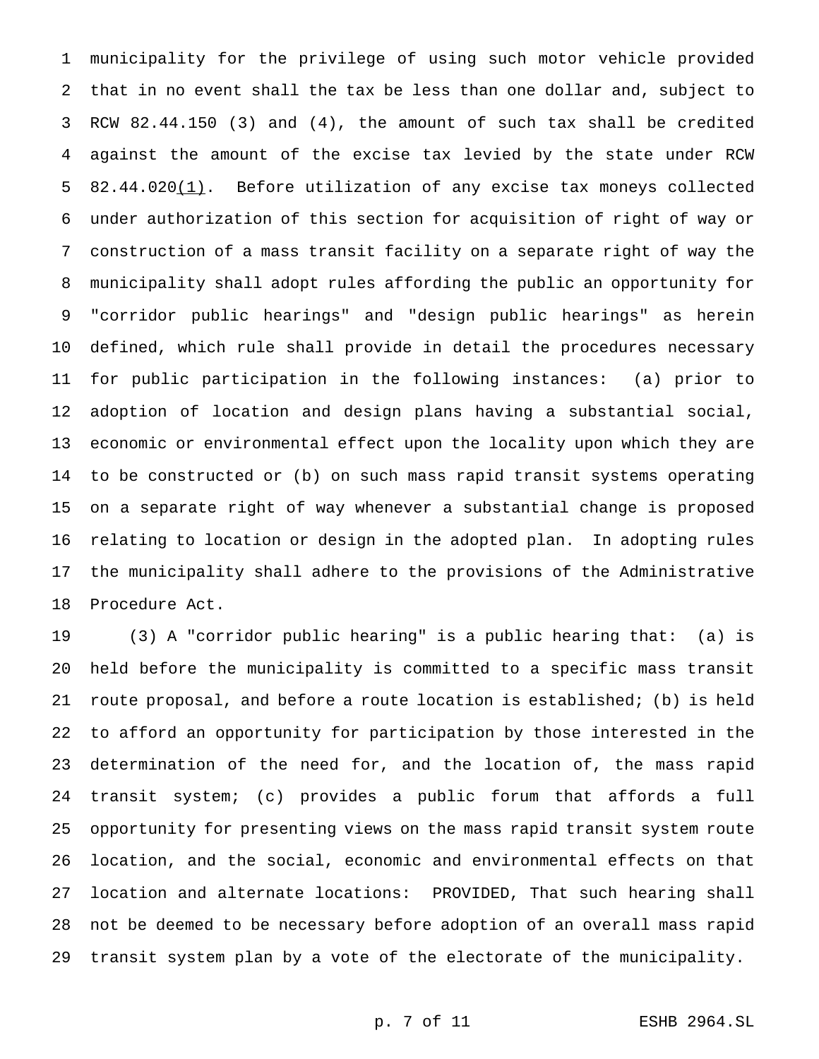municipality for the privilege of using such motor vehicle provided that in no event shall the tax be less than one dollar and, subject to RCW 82.44.150 (3) and (4), the amount of such tax shall be credited against the amount of the excise tax levied by the state under RCW 82.44.020(1). Before utilization of any excise tax moneys collected under authorization of this section for acquisition of right of way or construction of a mass transit facility on a separate right of way the municipality shall adopt rules affording the public an opportunity for "corridor public hearings" and "design public hearings" as herein defined, which rule shall provide in detail the procedures necessary for public participation in the following instances: (a) prior to adoption of location and design plans having a substantial social, economic or environmental effect upon the locality upon which they are to be constructed or (b) on such mass rapid transit systems operating on a separate right of way whenever a substantial change is proposed relating to location or design in the adopted plan. In adopting rules the municipality shall adhere to the provisions of the Administrative Procedure Act.

(3) A "corridor public hearing" is a public hearing that: (a) is held before the municipality is committed to a specific mass transit route proposal, and before a route location is established; (b) is held to afford an opportunity for participation by those interested in the determination of the need for, and the location of, the mass rapid transit system; (c) provides a public forum that affords a full opportunity for presenting views on the mass rapid transit system route location, and the social, economic and environmental effects on that location and alternate locations: PROVIDED, That such hearing shall not be deemed to be necessary before adoption of an overall mass rapid transit system plan by a vote of the electorate of the municipality.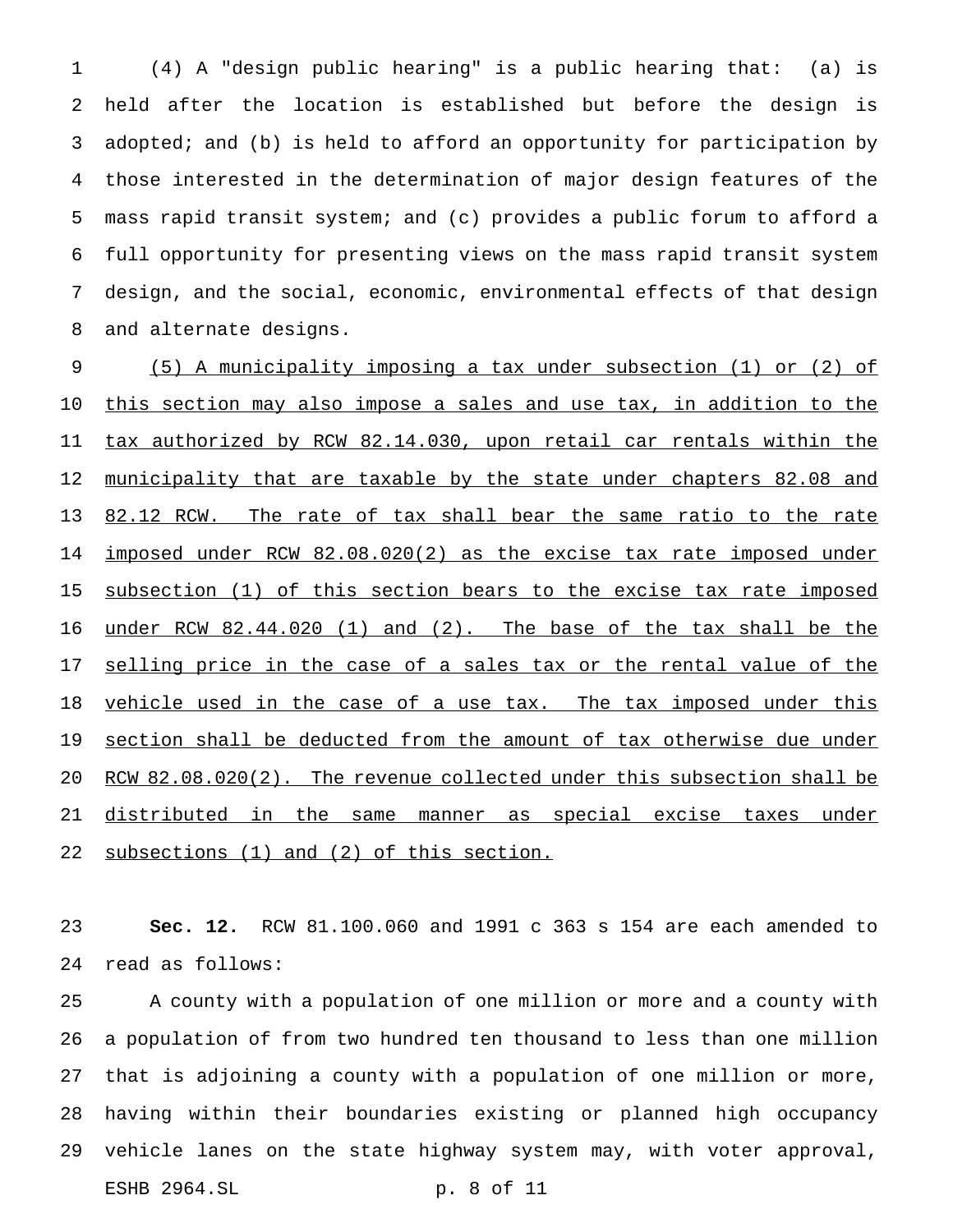(4) A "design public hearing" is a public hearing that: (a) is held after the location is established but before the design is adopted; and (b) is held to afford an opportunity for participation by those interested in the determination of major design features of the mass rapid transit system; and (c) provides a public forum to afford a full opportunity for presenting views on the mass rapid transit system design, and the social, economic, environmental effects of that design and alternate designs.

<u>(5) A municipality imposing a tax under subsection (1) or (2) of this section may also impose a sales and use tax, in addition to the tax authorized by RCW 82.14.030, upon retail car rentals within the municipality that are taxable by the state under chapters 82.08 and 82.12 RCW. The rate of tax shall bear the same ratio to the rate imposed under RCW 82.08.020(2) as the excise tax rate imposed under subsection (1) of this section bears to the excise tax rate imposed under RCW 82.44.020 (1) and (2). The base of the tax shall be the selling price in the case of a sales tax or the rental value of the vehicle used in the case of a use tax. The tax imposed under this section shall be deducted from the amount of tax otherwise due under RCW 82.08.020(2). The revenue collected under this subsection shall be distributed in the same manner as special excise taxes under subsections (1) and (2) of this section.</u>

**Sec. 12.** RCW 81.100.060 and 1991 c 363 s 154 are each amended to read as follows:

A county with a population of one million or more and a county with a population of from two hundred ten thousand to less than one million that is adjoining a county with a population of one million or more, having within their boundaries existing or planned high occupancy vehicle lanes on the state highway system may, with voter approval,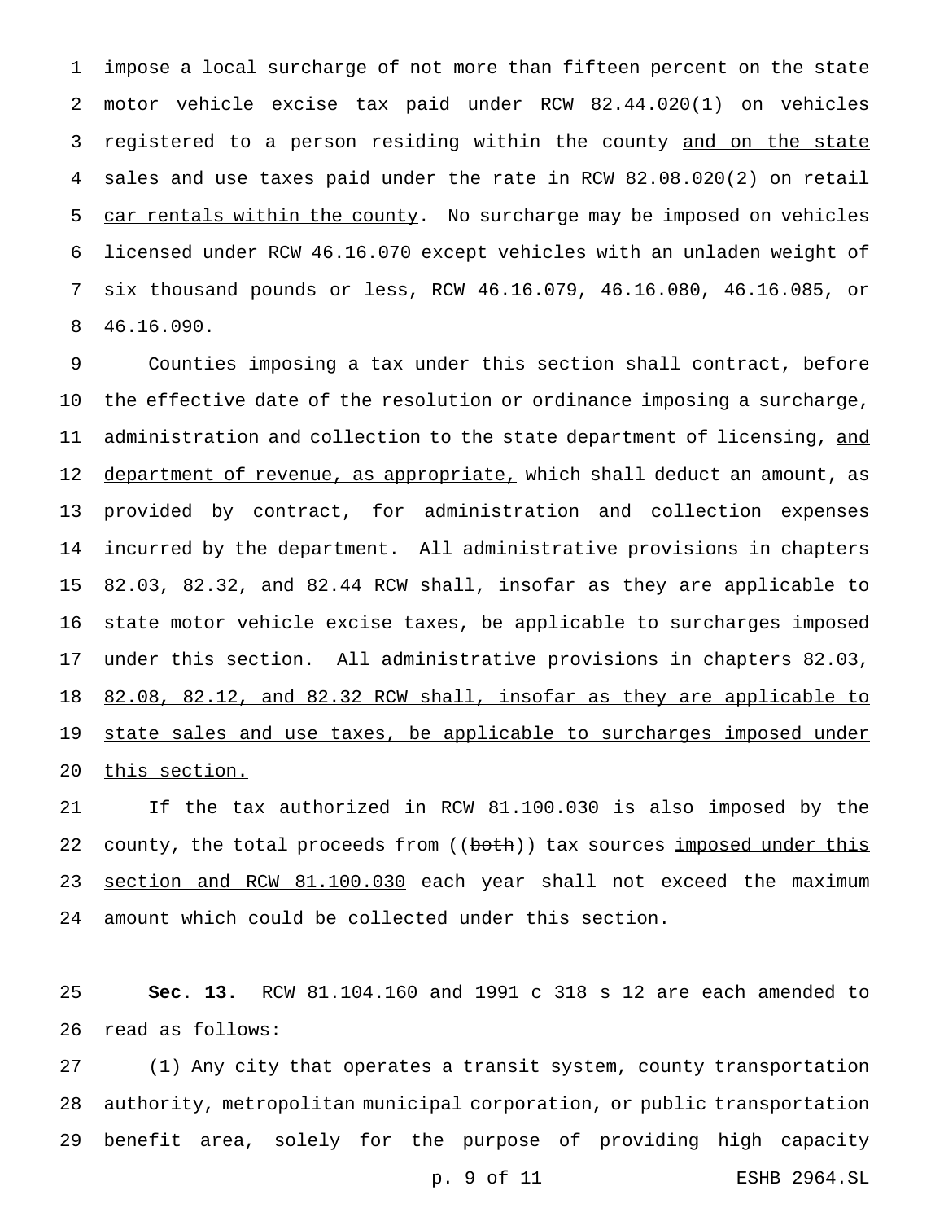impose a local surcharge of not more than fifteen percent on the state motor vehicle excise tax paid under RCW 82.44.020(1) on vehicles registered to a person residing within the county <u>and on the state sales and use taxes paid under the rate in RCW 82.08.020(2) on retail car rentals within the county</u>. No surcharge may be imposed on vehicles licensed under RCW 46.16.070 except vehicles with an unladen weight of six thousand pounds or less, RCW 46.16.079, 46.16.080, 46.16.085, or 46.16.090.

Counties imposing a tax under this section shall contract, before the effective date of the resolution or ordinance imposing a surcharge, administration and collection to the state department of licensing, <u>and department of revenue, as appropriate,</u> which shall deduct an amount, as provided by contract, for administration and collection expenses incurred by the department. All administrative provisions in chapters 82.03, 82.32, and 82.44 RCW shall, insofar as they are applicable to state motor vehicle excise taxes, be applicable to surcharges imposed under this section. <u>All administrative provisions in chapters 82.03, 82.08, 82.12, and 82.32 RCW shall, insofar as they are applicable to state sales and use taxes, be applicable to surcharges imposed under this section.</u>

If the tax authorized in RCW 81.100.030 is also imposed by the county, the total proceeds from ((~~both~~)) tax sources <u>imposed under this section and RCW 81.100.030</u> each year shall not exceed the maximum amount which could be collected under this section.

**Sec. 13.** RCW 81.104.160 and 1991 c 318 s 12 are each amended to read as follows:

<u>(1)</u> Any city that operates a transit system, county transportation authority, metropolitan municipal corporation, or public transportation benefit area, solely for the purpose of providing high capacity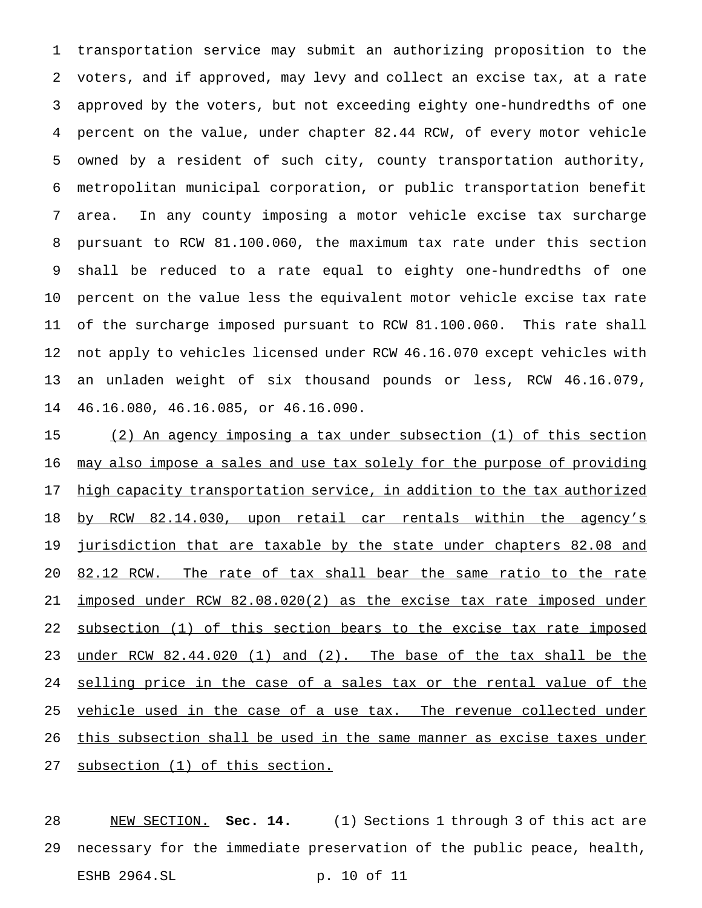transportation service may submit an authorizing proposition to the voters, and if approved, may levy and collect an excise tax, at a rate approved by the voters, but not exceeding eighty one-hundredths of one percent on the value, under chapter 82.44 RCW, of every motor vehicle owned by a resident of such city, county transportation authority, metropolitan municipal corporation, or public transportation benefit area. In any county imposing a motor vehicle excise tax surcharge pursuant to RCW 81.100.060, the maximum tax rate under this section shall be reduced to a rate equal to eighty one-hundredths of one percent on the value less the equivalent motor vehicle excise tax rate of the surcharge imposed pursuant to RCW 81.100.060. This rate shall not apply to vehicles licensed under RCW 46.16.070 except vehicles with an unladen weight of six thousand pounds or less, RCW 46.16.079, 46.16.080, 46.16.085, or 46.16.090.

(2) An agency imposing a tax under subsection (1) of this section may also impose a sales and use tax solely for the purpose of providing high capacity transportation service, in addition to the tax authorized by RCW 82.14.030, upon retail car rentals within the agency's jurisdiction that are taxable by the state under chapters 82.08 and 82.12 RCW. The rate of tax shall bear the same ratio to the rate imposed under RCW 82.08.020(2) as the excise tax rate imposed under subsection (1) of this section bears to the excise tax rate imposed under RCW 82.44.020 (1) and (2). The base of the tax shall be the selling price in the case of a sales tax or the rental value of the vehicle used in the case of a use tax. The revenue collected under this subsection shall be used in the same manner as excise taxes under subsection (1) of this section.

NEW SECTION. **Sec. 14.** (1) Sections 1 through 3 of this act are necessary for the immediate preservation of the public peace, health,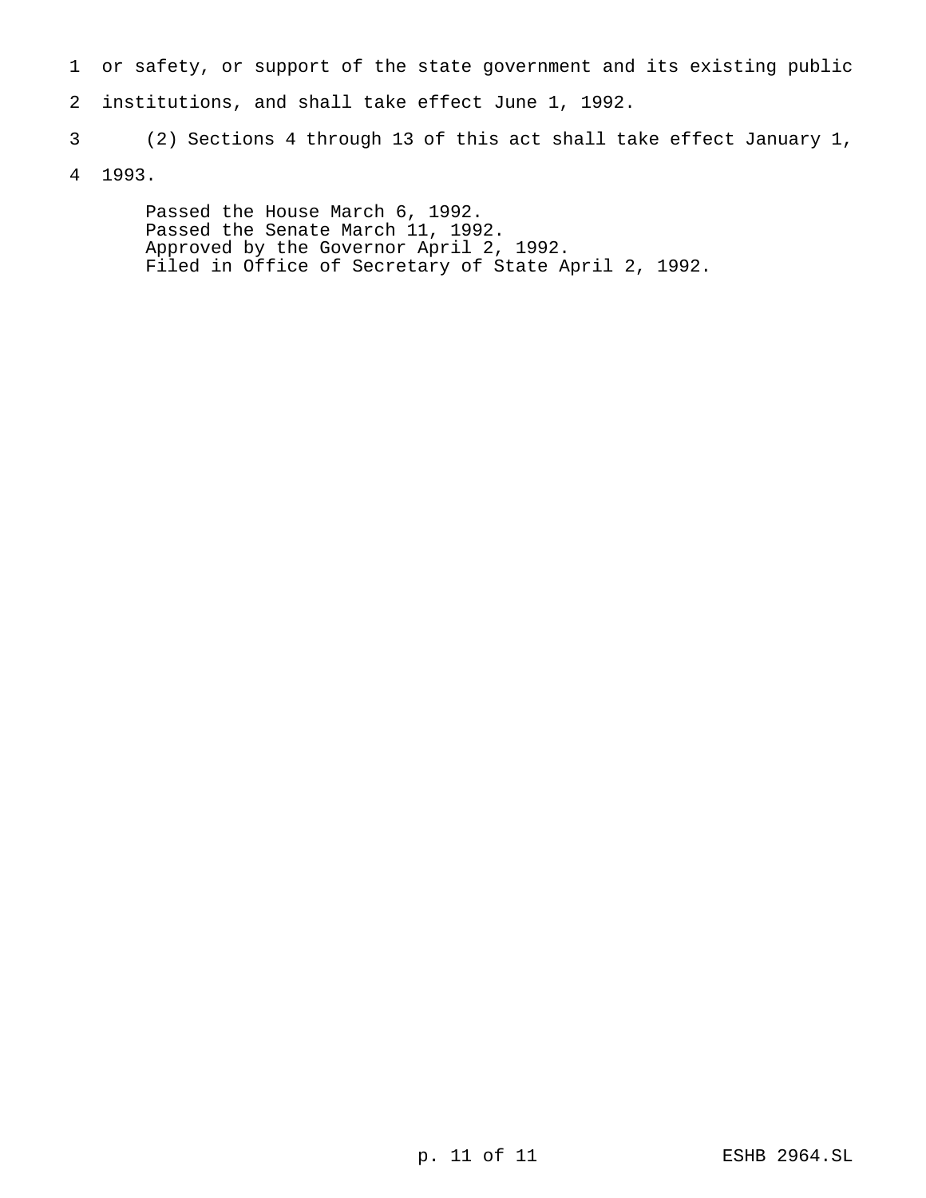or safety, or support of the state government and its existing public institutions, and shall take effect June 1, 1992.

(2) Sections 4 through 13 of this act shall take effect January 1, 1993.

Passed the House March 6, 1992.
Passed the Senate March 11, 1992.
Approved by the Governor April 2, 1992.
Filed in Office of Secretary of State April 2, 1992.